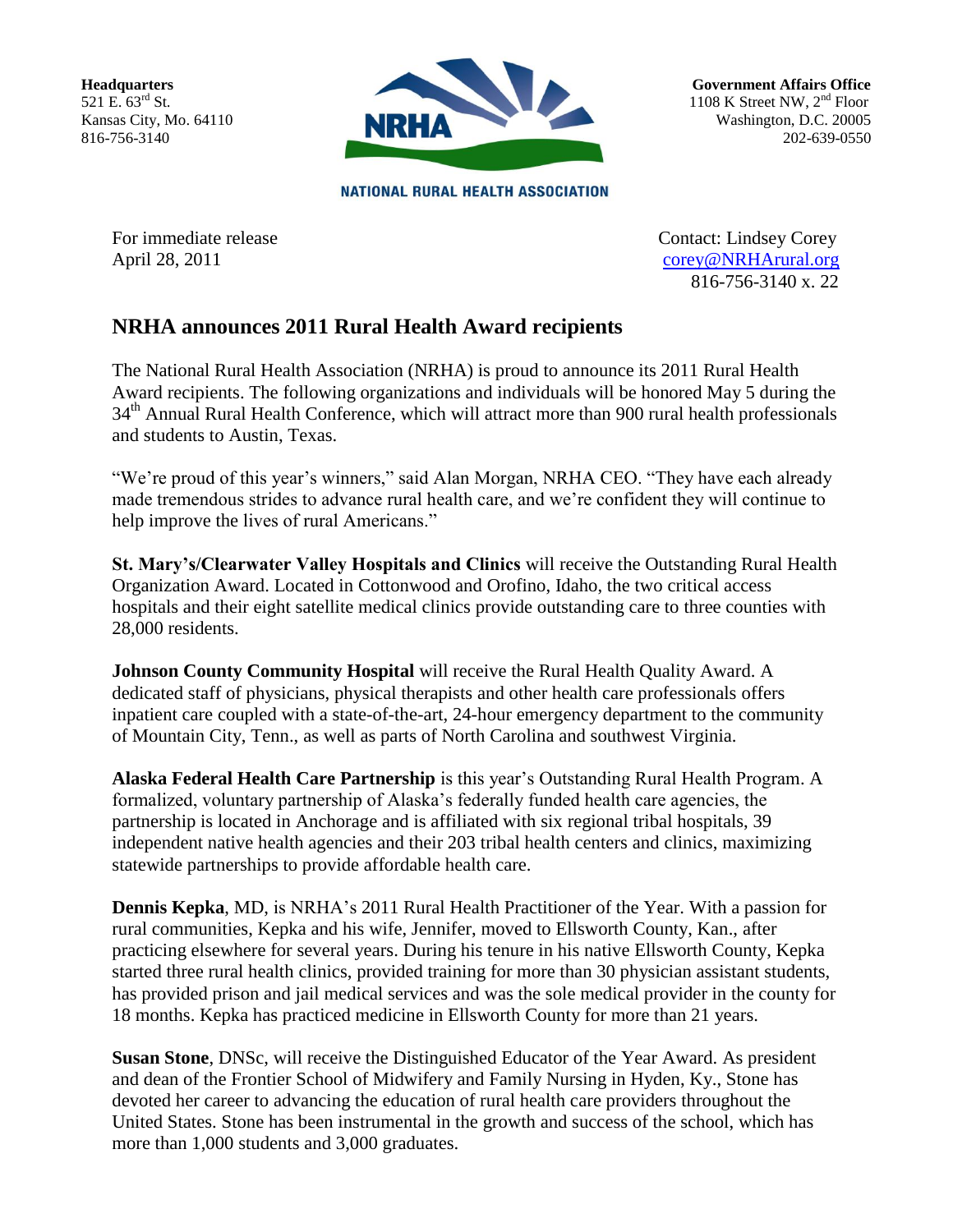**Headquarters**
521 E. 63rd St.
Kansas City, Mo. 64110
816-756-3140

NATIONAL RURAL HEALTH ASSOCIATION

**Government Affairs Office**
1108 K Street NW, 2nd Floor
Washington, D.C. 20005
202-639-0550

For immediate release
April 28, 2011

Contact: Lindsey Corey
corey@NRHArural.org
816-756-3140 x. 22

## NRHA announces 2011 Rural Health Award recipients

The National Rural Health Association (NRHA) is proud to announce its 2011 Rural Health Award recipients. The following organizations and individuals will be honored May 5 during the 34th Annual Rural Health Conference, which will attract more than 900 rural health professionals and students to Austin, Texas.

"We're proud of this year's winners," said Alan Morgan, NRHA CEO. "They have each already made tremendous strides to advance rural health care, and we're confident they will continue to help improve the lives of rural Americans."

**St. Mary's/Clearwater Valley Hospitals and Clinics** will receive the Outstanding Rural Health Organization Award. Located in Cottonwood and Orofino, Idaho, the two critical access hospitals and their eight satellite medical clinics provide outstanding care to three counties with 28,000 residents.

**Johnson County Community Hospital** will receive the Rural Health Quality Award. A dedicated staff of physicians, physical therapists and other health care professionals offers inpatient care coupled with a state-of-the-art, 24-hour emergency department to the community of Mountain City, Tenn., as well as parts of North Carolina and southwest Virginia.

**Alaska Federal Health Care Partnership** is this year's Outstanding Rural Health Program. A formalized, voluntary partnership of Alaska's federally funded health care agencies, the partnership is located in Anchorage and is affiliated with six regional tribal hospitals, 39 independent native health agencies and their 203 tribal health centers and clinics, maximizing statewide partnerships to provide affordable health care.

**Dennis Kepka**, MD, is NRHA's 2011 Rural Health Practitioner of the Year. With a passion for rural communities, Kepka and his wife, Jennifer, moved to Ellsworth County, Kan., after practicing elsewhere for several years. During his tenure in his native Ellsworth County, Kepka started three rural health clinics, provided training for more than 30 physician assistant students, has provided prison and jail medical services and was the sole medical provider in the county for 18 months. Kepka has practiced medicine in Ellsworth County for more than 21 years.

**Susan Stone**, DNSc, will receive the Distinguished Educator of the Year Award. As president and dean of the Frontier School of Midwifery and Family Nursing in Hyden, Ky., Stone has devoted her career to advancing the education of rural health care providers throughout the United States. Stone has been instrumental in the growth and success of the school, which has more than 1,000 students and 3,000 graduates.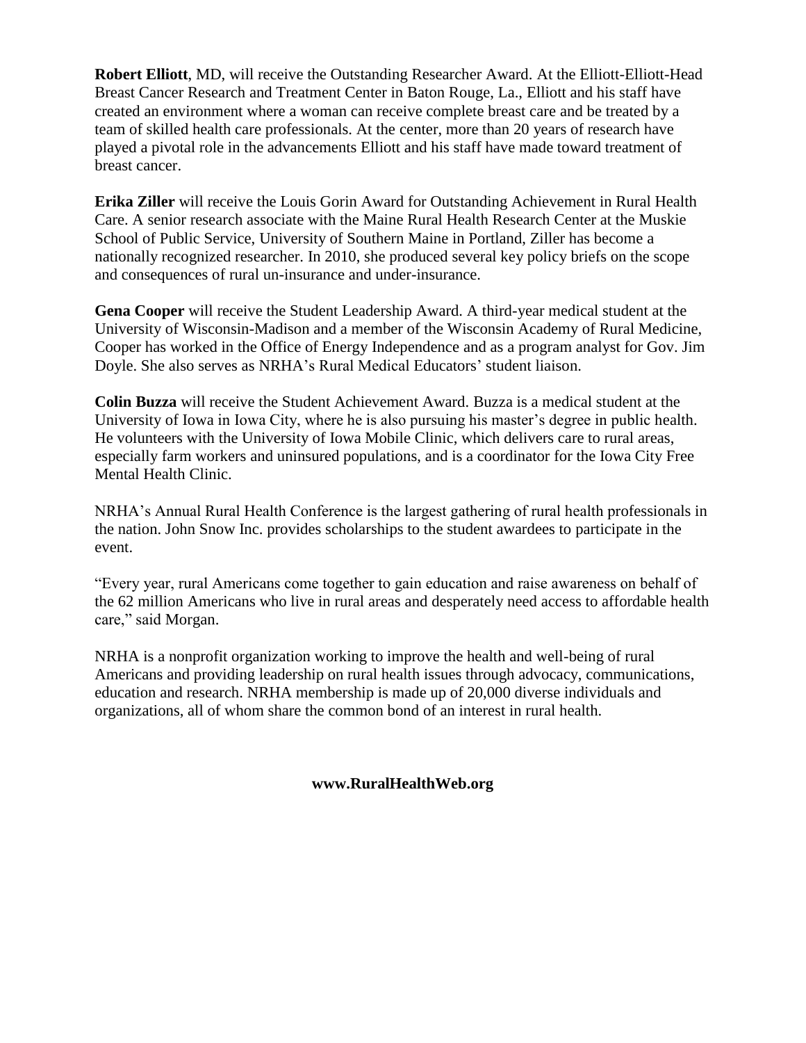**Robert Elliott**, MD, will receive the Outstanding Researcher Award. At the Elliott-Elliott-Head Breast Cancer Research and Treatment Center in Baton Rouge, La., Elliott and his staff have created an environment where a woman can receive complete breast care and be treated by a team of skilled health care professionals. At the center, more than 20 years of research have played a pivotal role in the advancements Elliott and his staff have made toward treatment of breast cancer.

**Erika Ziller** will receive the Louis Gorin Award for Outstanding Achievement in Rural Health Care. A senior research associate with the Maine Rural Health Research Center at the Muskie School of Public Service, University of Southern Maine in Portland, Ziller has become a nationally recognized researcher. In 2010, she produced several key policy briefs on the scope and consequences of rural un-insurance and under-insurance.

**Gena Cooper** will receive the Student Leadership Award. A third-year medical student at the University of Wisconsin-Madison and a member of the Wisconsin Academy of Rural Medicine, Cooper has worked in the Office of Energy Independence and as a program analyst for Gov. Jim Doyle. She also serves as NRHA's Rural Medical Educators' student liaison.

**Colin Buzza** will receive the Student Achievement Award. Buzza is a medical student at the University of Iowa in Iowa City, where he is also pursuing his master's degree in public health. He volunteers with the University of Iowa Mobile Clinic, which delivers care to rural areas, especially farm workers and uninsured populations, and is a coordinator for the Iowa City Free Mental Health Clinic.

NRHA's Annual Rural Health Conference is the largest gathering of rural health professionals in the nation. John Snow Inc. provides scholarships to the student awardees to participate in the event.

"Every year, rural Americans come together to gain education and raise awareness on behalf of the 62 million Americans who live in rural areas and desperately need access to affordable health care," said Morgan.

NRHA is a nonprofit organization working to improve the health and well-being of rural Americans and providing leadership on rural health issues through advocacy, communications, education and research. NRHA membership is made up of 20,000 diverse individuals and organizations, all of whom share the common bond of an interest in rural health.

**www.RuralHealthWeb.org**